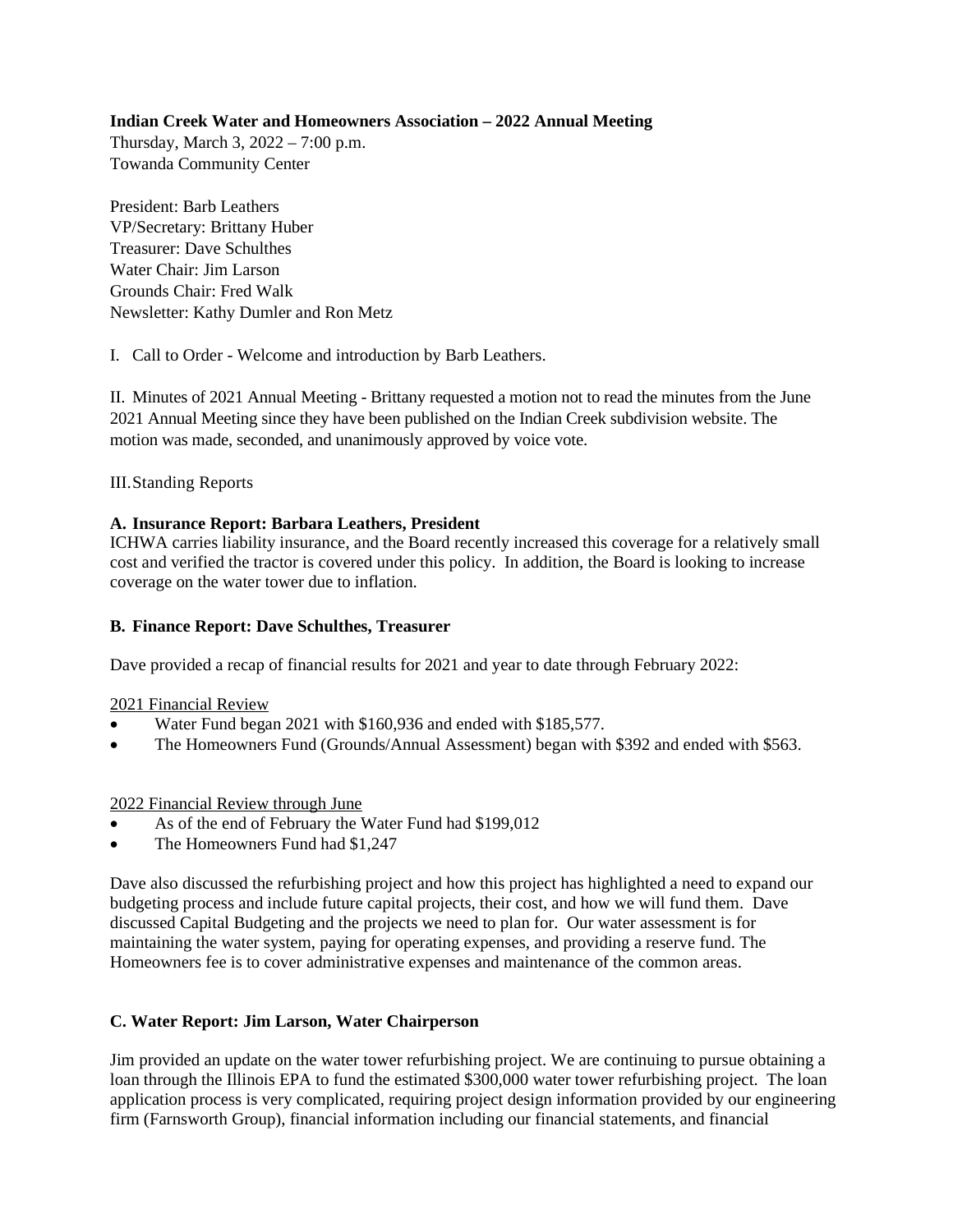**Indian Creek Water and Homeowners Association – 2022 Annual Meeting**
Thursday, March 3, 2022 – 7:00 p.m.
Towanda Community Center

President: Barb Leathers
VP/Secretary: Brittany Huber
Treasurer: Dave Schulthes
Water Chair: Jim Larson
Grounds Chair: Fred Walk
Newsletter: Kathy Dumler and Ron Metz

I. Call to Order - Welcome and introduction by Barb Leathers.

II. Minutes of 2021 Annual Meeting - Brittany requested a motion not to read the minutes from the June 2021 Annual Meeting since they have been published on the Indian Creek subdivision website. The motion was made, seconded, and unanimously approved by voice vote.

III. Standing Reports

**A. Insurance Report: Barbara Leathers, President**

ICHWA carries liability insurance, and the Board recently increased this coverage for a relatively small cost and verified the tractor is covered under this policy. In addition, the Board is looking to increase coverage on the water tower due to inflation.

**B. Finance Report: Dave Schulthes, Treasurer**

Dave provided a recap of financial results for 2021 and year to date through February 2022:

<u>2021 Financial Review</u>

- Water Fund began 2021 with $160,936 and ended with $185,577.
- The Homeowners Fund (Grounds/Annual Assessment) began with $392 and ended with $563.

<u>2022 Financial Review through June</u>

- As of the end of February the Water Fund had $199,012
- The Homeowners Fund had $1,247

Dave also discussed the refurbishing project and how this project has highlighted a need to expand our budgeting process and include future capital projects, their cost, and how we will fund them. Dave discussed Capital Budgeting and the projects we need to plan for. Our water assessment is for maintaining the water system, paying for operating expenses, and providing a reserve fund. The Homeowners fee is to cover administrative expenses and maintenance of the common areas.

**C. Water Report: Jim Larson, Water Chairperson**

Jim provided an update on the water tower refurbishing project. We are continuing to pursue obtaining a loan through the Illinois EPA to fund the estimated $300,000 water tower refurbishing project. The loan application process is very complicated, requiring project design information provided by our engineering firm (Farnsworth Group), financial information including our financial statements, and financial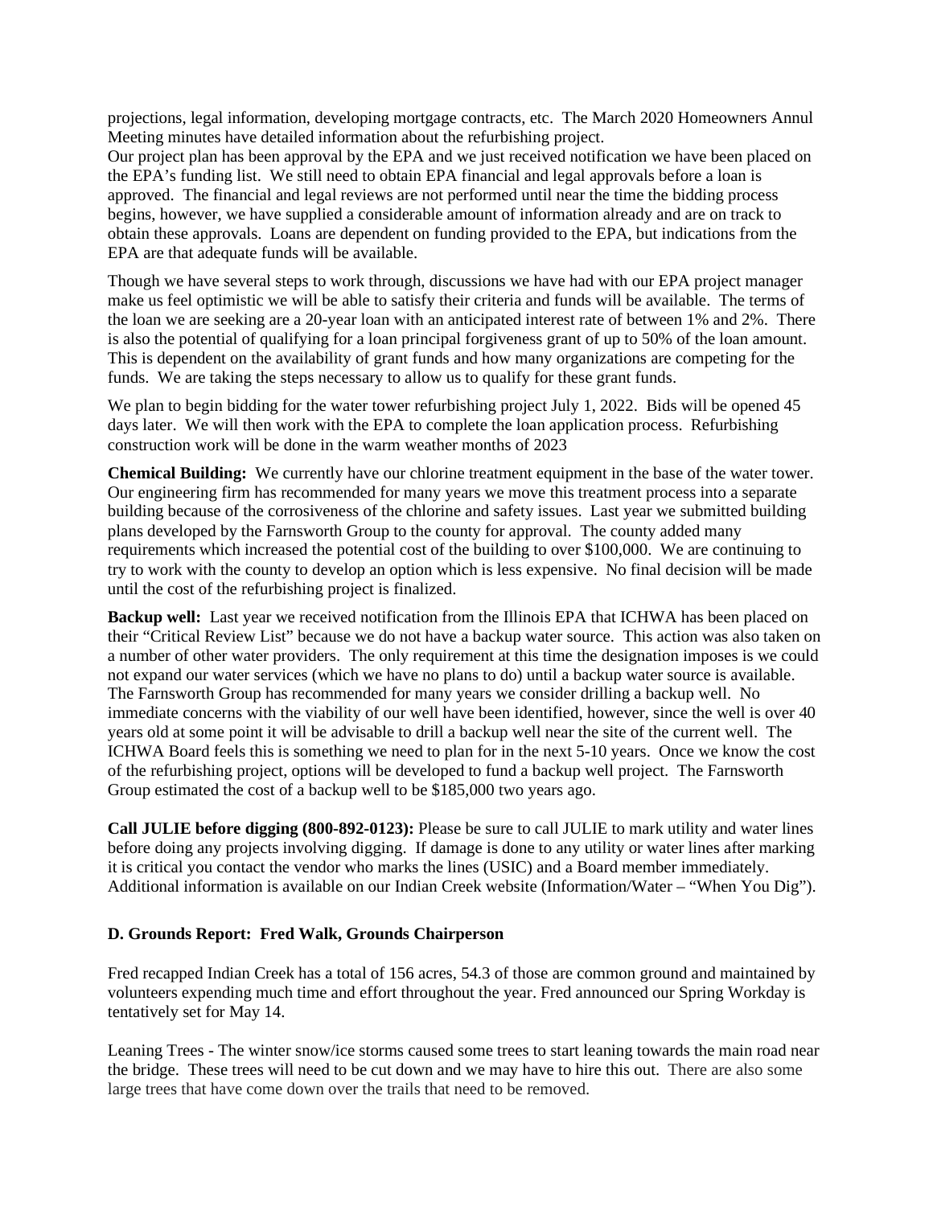projections, legal information, developing mortgage contracts, etc. The March 2020 Homeowners Annul Meeting minutes have detailed information about the refurbishing project.

Our project plan has been approval by the EPA and we just received notification we have been placed on the EPA's funding list. We still need to obtain EPA financial and legal approvals before a loan is approved. The financial and legal reviews are not performed until near the time the bidding process begins, however, we have supplied a considerable amount of information already and are on track to obtain these approvals. Loans are dependent on funding provided to the EPA, but indications from the EPA are that adequate funds will be available.

Though we have several steps to work through, discussions we have had with our EPA project manager make us feel optimistic we will be able to satisfy their criteria and funds will be available. The terms of the loan we are seeking are a 20-year loan with an anticipated interest rate of between 1% and 2%. There is also the potential of qualifying for a loan principal forgiveness grant of up to 50% of the loan amount. This is dependent on the availability of grant funds and how many organizations are competing for the funds. We are taking the steps necessary to allow us to qualify for these grant funds.

We plan to begin bidding for the water tower refurbishing project July 1, 2022. Bids will be opened 45 days later. We will then work with the EPA to complete the loan application process. Refurbishing construction work will be done in the warm weather months of 2023

**Chemical Building:** We currently have our chlorine treatment equipment in the base of the water tower. Our engineering firm has recommended for many years we move this treatment process into a separate building because of the corrosiveness of the chlorine and safety issues. Last year we submitted building plans developed by the Farnsworth Group to the county for approval. The county added many requirements which increased the potential cost of the building to over $100,000. We are continuing to try to work with the county to develop an option which is less expensive. No final decision will be made until the cost of the refurbishing project is finalized.

**Backup well:** Last year we received notification from the Illinois EPA that ICHWA has been placed on their "Critical Review List" because we do not have a backup water source. This action was also taken on a number of other water providers. The only requirement at this time the designation imposes is we could not expand our water services (which we have no plans to do) until a backup water source is available. The Farnsworth Group has recommended for many years we consider drilling a backup well. No immediate concerns with the viability of our well have been identified, however, since the well is over 40 years old at some point it will be advisable to drill a backup well near the site of the current well. The ICHWA Board feels this is something we need to plan for in the next 5-10 years. Once we know the cost of the refurbishing project, options will be developed to fund a backup well project. The Farnsworth Group estimated the cost of a backup well to be $185,000 two years ago.

**Call JULIE before digging (800-892-0123):** Please be sure to call JULIE to mark utility and water lines before doing any projects involving digging. If damage is done to any utility or water lines after marking it is critical you contact the vendor who marks the lines (USIC) and a Board member immediately. Additional information is available on our Indian Creek website (Information/Water – "When You Dig").

### D. Grounds Report: Fred Walk, Grounds Chairperson

Fred recapped Indian Creek has a total of 156 acres, 54.3 of those are common ground and maintained by volunteers expending much time and effort throughout the year. Fred announced our Spring Workday is tentatively set for May 14.

Leaning Trees - The winter snow/ice storms caused some trees to start leaning towards the main road near the bridge. These trees will need to be cut down and we may have to hire this out. There are also some large trees that have come down over the trails that need to be removed.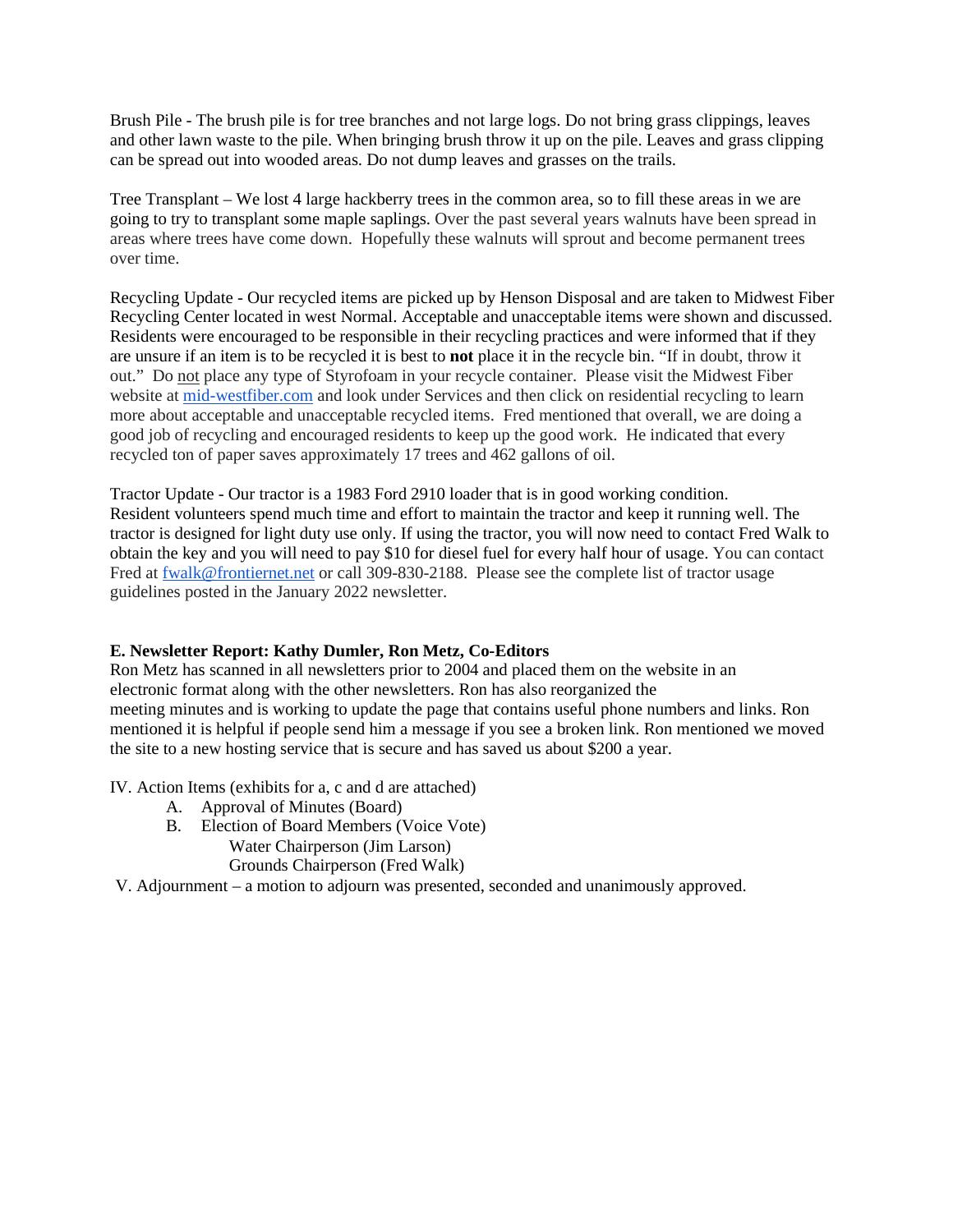Brush Pile - The brush pile is for tree branches and not large logs. Do not bring grass clippings, leaves and other lawn waste to the pile. When bringing brush throw it up on the pile. Leaves and grass clipping can be spread out into wooded areas. Do not dump leaves and grasses on the trails.

Tree Transplant – We lost 4 large hackberry trees in the common area, so to fill these areas in we are going to try to transplant some maple saplings. Over the past several years walnuts have been spread in areas where trees have come down. Hopefully these walnuts will sprout and become permanent trees over time.

Recycling Update - Our recycled items are picked up by Henson Disposal and are taken to Midwest Fiber Recycling Center located in west Normal. Acceptable and unacceptable items were shown and discussed. Residents were encouraged to be responsible in their recycling practices and were informed that if they are unsure if an item is to be recycled it is best to **not** place it in the recycle bin. "If in doubt, throw it out." Do not place any type of Styrofoam in your recycle container. Please visit the Midwest Fiber website at [mid-westfiber.com](mid-westfiber.com) and look under Services and then click on residential recycling to learn more about acceptable and unacceptable recycled items. Fred mentioned that overall, we are doing a good job of recycling and encouraged residents to keep up the good work. He indicated that every recycled ton of paper saves approximately 17 trees and 462 gallons of oil.

Tractor Update - Our tractor is a 1983 Ford 2910 loader that is in good working condition. Resident volunteers spend much time and effort to maintain the tractor and keep it running well. The tractor is designed for light duty use only. If using the tractor, you will now need to contact Fred Walk to obtain the key and you will need to pay $10 for diesel fuel for every half hour of usage. You can contact Fred at [fwalk@frontiernet.net](mailto:fwalk@frontiernet.net) or call 309-830-2188. Please see the complete list of tractor usage guidelines posted in the January 2022 newsletter.

**E. Newsletter Report: Kathy Dumler, Ron Metz, Co-Editors**

Ron Metz has scanned in all newsletters prior to 2004 and placed them on the website in an electronic format along with the other newsletters. Ron has also reorganized the meeting minutes and is working to update the page that contains useful phone numbers and links. Ron mentioned it is helpful if people send him a message if you see a broken link. Ron mentioned we moved the site to a new hosting service that is secure and has saved us about $200 a year.

IV. Action Items (exhibits for a, c and d are attached)

A. Approval of Minutes (Board)

B. Election of Board Members (Voice Vote)

  Water Chairperson (Jim Larson)

  Grounds Chairperson (Fred Walk)

V. Adjournment – a motion to adjourn was presented, seconded and unanimously approved.